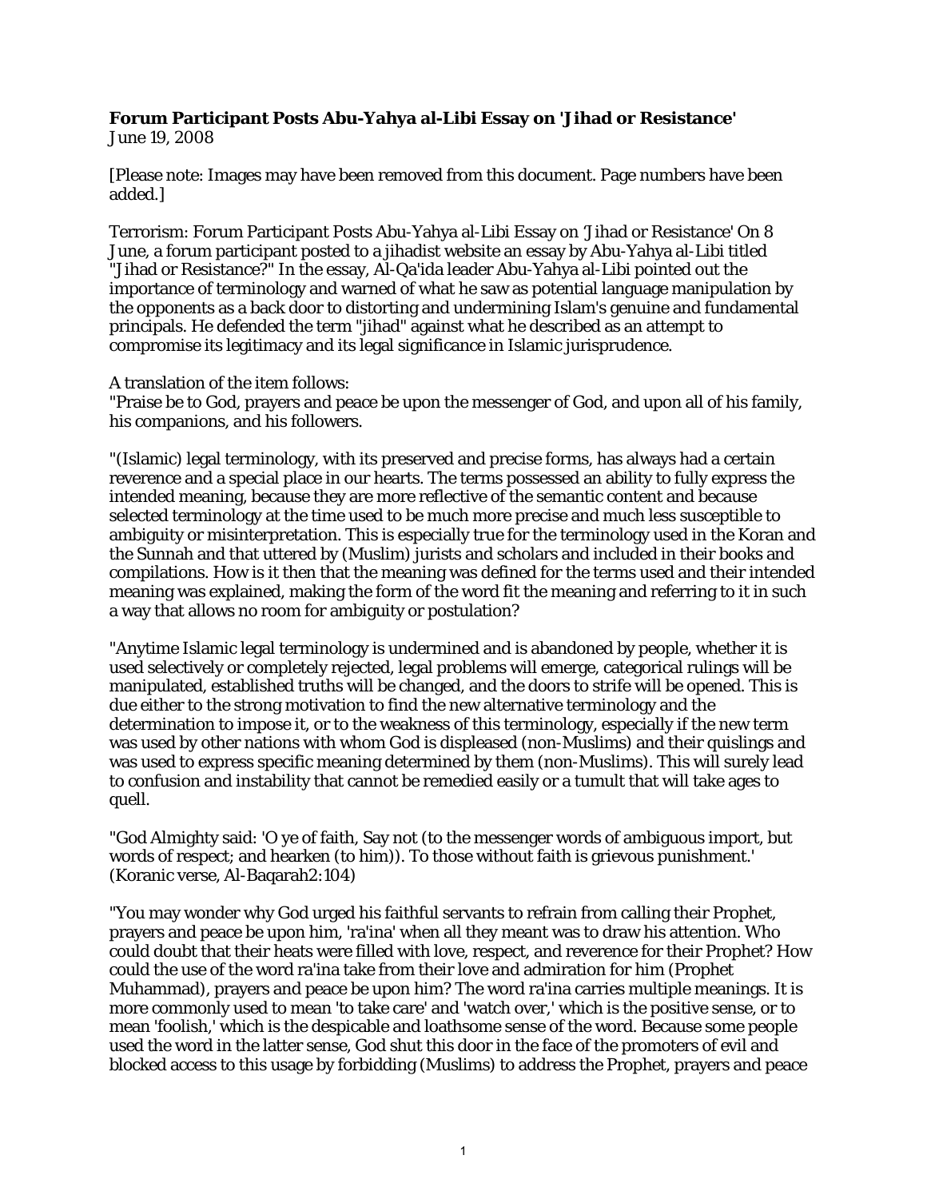**Forum Participant Posts Abu-Yahya al-Libi Essay on 'Jihad or Resistance'**
June 19, 2008

[Please note: Images may have been removed from this document. Page numbers have been added.]

Terrorism: Forum Participant Posts Abu-Yahya al-Libi Essay on 'Jihad or Resistance' On 8 June, a forum participant posted to a jihadist website an essay by Abu-Yahya al-Libi titled "Jihad or Resistance?" In the essay, Al-Qa'ida leader Abu-Yahya al-Libi pointed out the importance of terminology and warned of what he saw as potential language manipulation by the opponents as a back door to distorting and undermining Islam's genuine and fundamental principals. He defended the term "jihad" against what he described as an attempt to compromise its legitimacy and its legal significance in Islamic jurisprudence.

A translation of the item follows:
"Praise be to God, prayers and peace be upon the messenger of God, and upon all of his family, his companions, and his followers.

"(Islamic) legal terminology, with its preserved and precise forms, has always had a certain reverence and a special place in our hearts. The terms possessed an ability to fully express the intended meaning, because they are more reflective of the semantic content and because selected terminology at the time used to be much more precise and much less susceptible to ambiguity or misinterpretation. This is especially true for the terminology used in the Koran and the Sunnah and that uttered by (Muslim) jurists and scholars and included in their books and compilations. How is it then that the meaning was defined for the terms used and their intended meaning was explained, making the form of the word fit the meaning and referring to it in such a way that allows no room for ambiguity or postulation?

"Anytime Islamic legal terminology is undermined and is abandoned by people, whether it is used selectively or completely rejected, legal problems will emerge, categorical rulings will be manipulated, established truths will be changed, and the doors to strife will be opened. This is due either to the strong motivation to find the new alternative terminology and the determination to impose it, or to the weakness of this terminology, especially if the new term was used by other nations with whom God is displeased (non-Muslims) and their quislings and was used to express specific meaning determined by them (non-Muslims). This will surely lead to confusion and instability that cannot be remedied easily or a tumult that will take ages to quell.

"God Almighty said: 'O ye of faith, Say not (to the messenger words of ambiguous import, but words of respect; and hearken (to him)). To those without faith is grievous punishment.' (Koranic verse, Al-Baqarah2:104)

"You may wonder why God urged his faithful servants to refrain from calling their Prophet, prayers and peace be upon him, 'ra'ina' when all they meant was to draw his attention. Who could doubt that their heats were filled with love, respect, and reverence for their Prophet? How could the use of the word ra'ina take from their love and admiration for him (Prophet Muhammad), prayers and peace be upon him? The word ra'ina carries multiple meanings. It is more commonly used to mean 'to take care' and 'watch over,' which is the positive sense, or to mean 'foolish,' which is the despicable and loathsome sense of the word. Because some people used the word in the latter sense, God shut this door in the face of the promoters of evil and blocked access to this usage by forbidding (Muslims) to address the Prophet, prayers and peace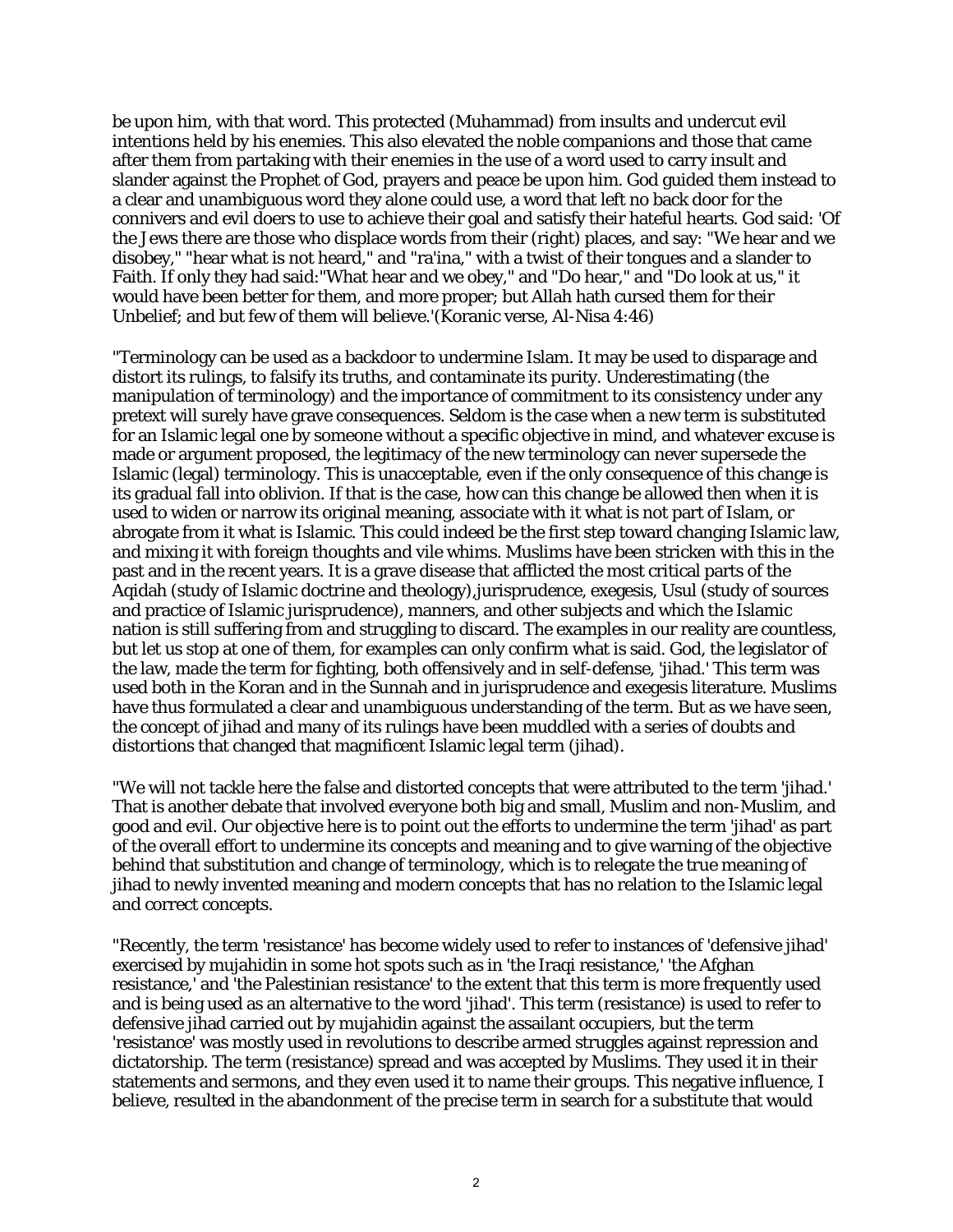be upon him, with that word. This protected (Muhammad) from insults and undercut evil intentions held by his enemies. This also elevated the noble companions and those that came after them from partaking with their enemies in the use of a word used to carry insult and slander against the Prophet of God, prayers and peace be upon him. God guided them instead to a clear and unambiguous word they alone could use, a word that left no back door for the connivers and evil doers to use to achieve their goal and satisfy their hateful hearts. God said: 'Of the Jews there are those who displace words from their (right) places, and say: "We hear and we disobey," "hear what is not heard," and "ra'ina," with a twist of their tongues and a slander to Faith. If only they had said:"What hear and we obey," and "Do hear," and "Do look at us," it would have been better for them, and more proper; but Allah hath cursed them for their Unbelief; and but few of them will believe.'(Koranic verse, Al-Nisa 4:46)

"Terminology can be used as a backdoor to undermine Islam. It may be used to disparage and distort its rulings, to falsify its truths, and contaminate its purity. Underestimating (the manipulation of terminology) and the importance of commitment to its consistency under any pretext will surely have grave consequences. Seldom is the case when a new term is substituted for an Islamic legal one by someone without a specific objective in mind, and whatever excuse is made or argument proposed, the legitimacy of the new terminology can never supersede the Islamic (legal) terminology. This is unacceptable, even if the only consequence of this change is its gradual fall into oblivion. If that is the case, how can this change be allowed then when it is used to widen or narrow its original meaning, associate with it what is not part of Islam, or abrogate from it what is Islamic. This could indeed be the first step toward changing Islamic law, and mixing it with foreign thoughts and vile whims. Muslims have been stricken with this in the past and in the recent years. It is a grave disease that afflicted the most critical parts of the Aqidah (study of Islamic doctrine and theology),jurisprudence, exegesis, Usul (study of sources and practice of Islamic jurisprudence), manners, and other subjects and which the Islamic nation is still suffering from and struggling to discard. The examples in our reality are countless, but let us stop at one of them, for examples can only confirm what is said. God, the legislator of the law, made the term for fighting, both offensively and in self-defense, 'jihad.' This term was used both in the Koran and in the Sunnah and in jurisprudence and exegesis literature. Muslims have thus formulated a clear and unambiguous understanding of the term. But as we have seen, the concept of jihad and many of its rulings have been muddled with a series of doubts and distortions that changed that magnificent Islamic legal term (jihad).

"We will not tackle here the false and distorted concepts that were attributed to the term 'jihad.' That is another debate that involved everyone both big and small, Muslim and non-Muslim, and good and evil. Our objective here is to point out the efforts to undermine the term 'jihad' as part of the overall effort to undermine its concepts and meaning and to give warning of the objective behind that substitution and change of terminology, which is to relegate the true meaning of jihad to newly invented meaning and modern concepts that has no relation to the Islamic legal and correct concepts.

"Recently, the term 'resistance' has become widely used to refer to instances of 'defensive jihad' exercised by mujahidin in some hot spots such as in 'the Iraqi resistance,' 'the Afghan resistance,' and 'the Palestinian resistance' to the extent that this term is more frequently used and is being used as an alternative to the word 'jihad'. This term (resistance) is used to refer to defensive jihad carried out by mujahidin against the assailant occupiers, but the term 'resistance' was mostly used in revolutions to describe armed struggles against repression and dictatorship. The term (resistance) spread and was accepted by Muslims. They used it in their statements and sermons, and they even used it to name their groups. This negative influence, I believe, resulted in the abandonment of the precise term in search for a substitute that would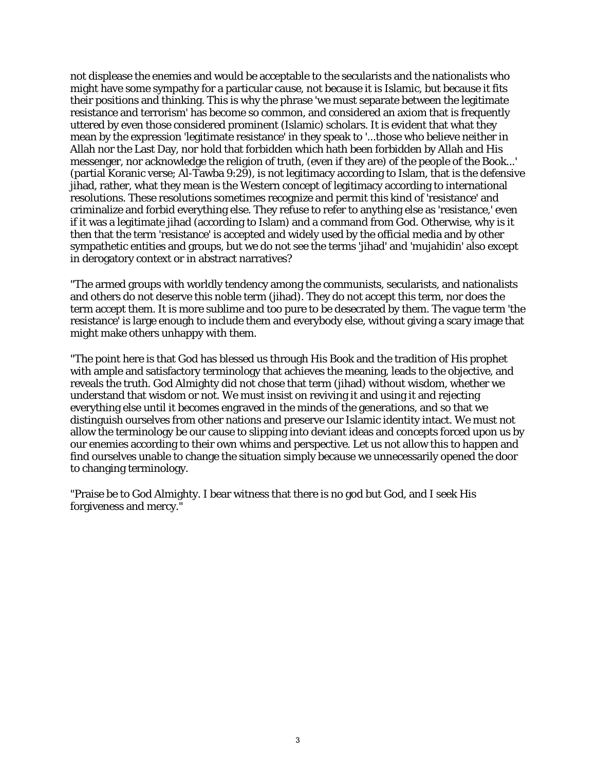not displease the enemies and would be acceptable to the secularists and the nationalists who might have some sympathy for a particular cause, not because it is Islamic, but because it fits their positions and thinking. This is why the phrase 'we must separate between the legitimate resistance and terrorism' has become so common, and considered an axiom that is frequently uttered by even those considered prominent (Islamic) scholars. It is evident that what they mean by the expression 'legitimate resistance' in they speak to '...those who believe neither in Allah nor the Last Day, nor hold that forbidden which hath been forbidden by Allah and His messenger, nor acknowledge the religion of truth, (even if they are) of the people of the Book...' (partial Koranic verse; Al-Tawba 9:29), is not legitimacy according to Islam, that is the defensive jihad, rather, what they mean is the Western concept of legitimacy according to international resolutions. These resolutions sometimes recognize and permit this kind of 'resistance' and criminalize and forbid everything else. They refuse to refer to anything else as 'resistance,' even if it was a legitimate jihad (according to Islam) and a command from God. Otherwise, why is it then that the term 'resistance' is accepted and widely used by the official media and by other sympathetic entities and groups, but we do not see the terms 'jihad' and 'mujahidin' also except in derogatory context or in abstract narratives?

"The armed groups with worldly tendency among the communists, secularists, and nationalists and others do not deserve this noble term (jihad). They do not accept this term, nor does the term accept them. It is more sublime and too pure to be desecrated by them. The vague term 'the resistance' is large enough to include them and everybody else, without giving a scary image that might make others unhappy with them.

"The point here is that God has blessed us through His Book and the tradition of His prophet with ample and satisfactory terminology that achieves the meaning, leads to the objective, and reveals the truth. God Almighty did not chose that term (jihad) without wisdom, whether we understand that wisdom or not. We must insist on reviving it and using it and rejecting everything else until it becomes engraved in the minds of the generations, and so that we distinguish ourselves from other nations and preserve our Islamic identity intact. We must not allow the terminology be our cause to slipping into deviant ideas and concepts forced upon us by our enemies according to their own whims and perspective. Let us not allow this to happen and find ourselves unable to change the situation simply because we unnecessarily opened the door to changing terminology.

"Praise be to God Almighty. I bear witness that there is no god but God, and I seek His forgiveness and mercy."